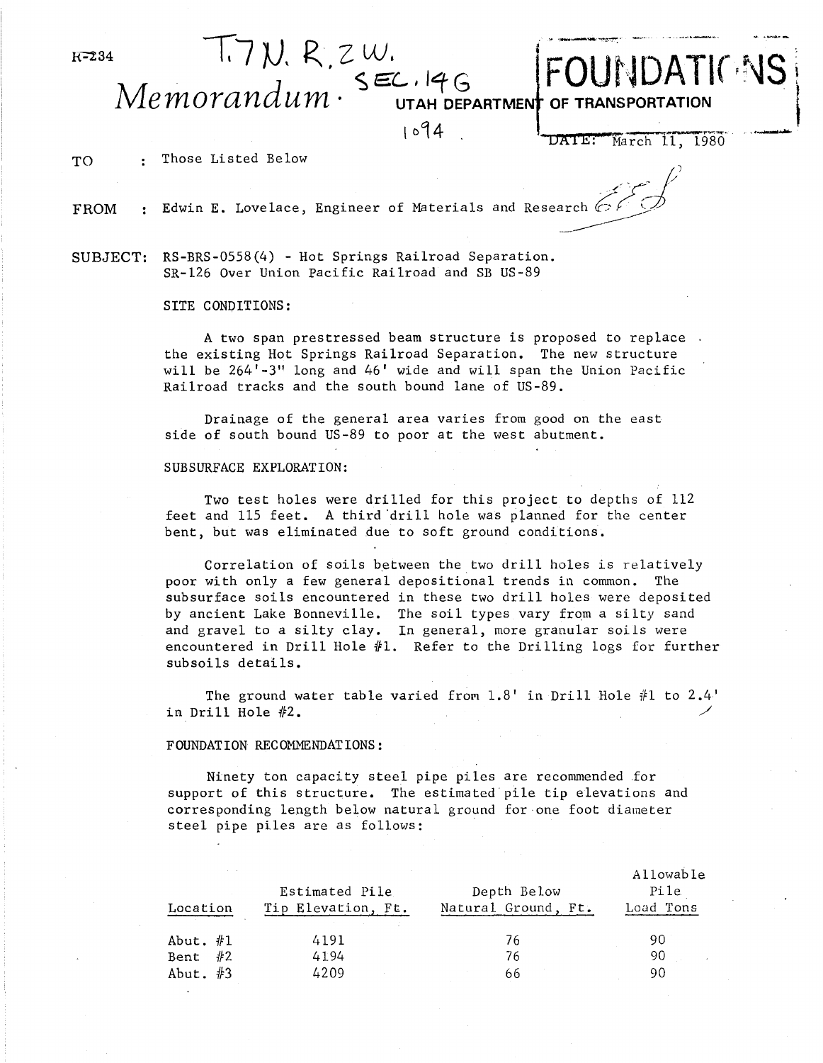H-234

T. 7 N. R. 2 W.
SEC. 14 G

# *Memorandum* · UTAH DEPARTMENT OF TRANSPORTATION

**FOUNDATIONS**

1094

DATE: March 11, 1980

TO : Those Listed Below

FROM : Edwin E. Lovelace, Engineer of Materials and Research

SUBJECT: RS-BRS-0558(4) - Hot Springs Railroad Separation.
SR-126 Over Union Pacific Railroad and SB US-89

## SITE CONDITIONS:

A two span prestressed beam structure is proposed to replace the existing Hot Springs Railroad Separation. The new structure will be 264'-3" long and 46' wide and will span the Union Pacific Railroad tracks and the south bound lane of US-89.

Drainage of the general area varies from good on the east side of south bound US-89 to poor at the west abutment.

## SUBSURFACE EXPLORATION:

Two test holes were drilled for this project to depths of 112 feet and 115 feet. A third drill hole was planned for the center bent, but was eliminated due to soft ground conditions.

Correlation of soils between the two drill holes is relatively poor with only a few general depositional trends in common. The subsurface soils encountered in these two drill holes were deposited by ancient Lake Bonneville. The soil types vary from a silty sand and gravel to a silty clay. In general, more granular soils were encountered in Drill Hole #1. Refer to the Drilling logs for further subsoils details.

The ground water table varied from 1.8' in Drill Hole #1 to 2.4' in Drill Hole #2.

## FOUNDATION RECOMMENDATIONS:

Ninety ton capacity steel pipe piles are recommended for support of this structure. The estimated pile tip elevations and corresponding length below natural ground for one foot diameter steel pipe piles are as follows:

| Location | Estimated Pile Tip Elevation, Ft. | Depth Below Natural Ground, Ft. | Allowable Pile Load Tons |
|---|---|---|---|
| Abut. #1 | 4191 | 76 | 90 |
| Bent #2 | 4194 | 76 | 90 |
| Abut. #3 | 4209 | 66 | 90 |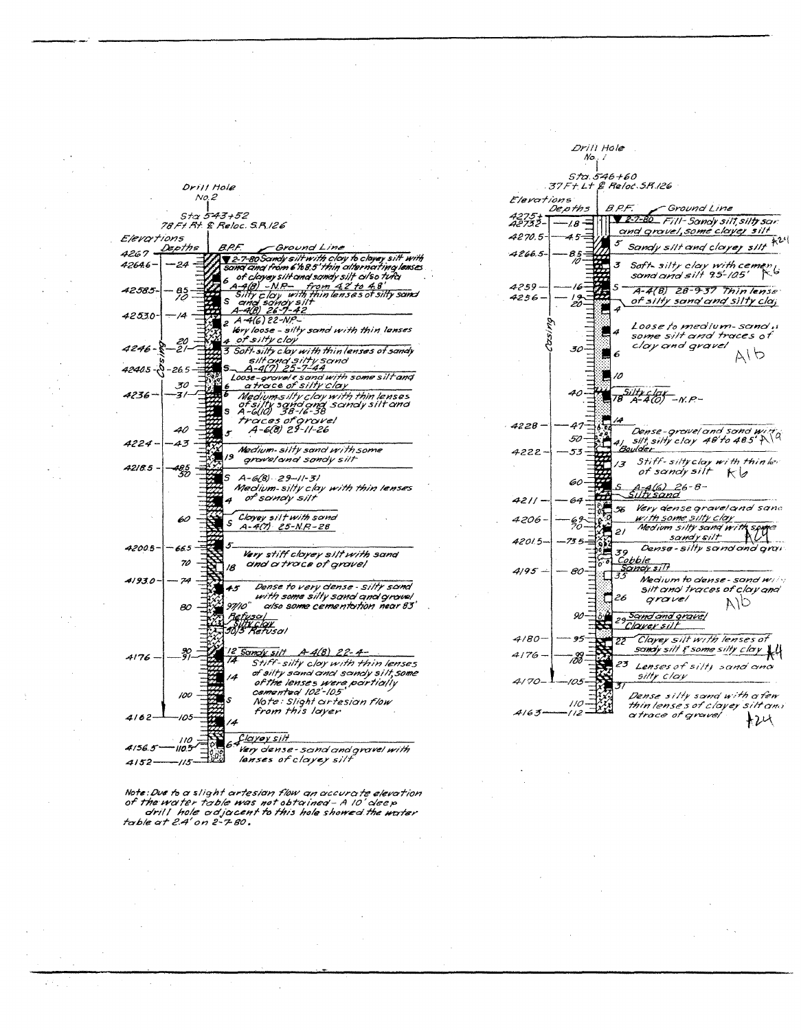## Drill Hole No. 2

Sta. 543+52
78 Ft. Rt. ℄ Reloc. S.R. 126

| Elevations | Depths | B.P.F. | Description |
|---|---|---|---|
| 4267 | | | Ground Line |
| 4264.6 | 2.4 | 6 | ▼ 2-7-80 Sandy silt with clay to clayey silt with sand and from 6' to 8.5' thin alternating lenses of clayey silt and sandy silt also tufa A-4(8) -N.P.- from 4.2' to 4.8' |
| 4258.5 | 8.5 / 10 | S | Silty clay with thin lenses of silty sand and sandy silt A-4(8) 26-7-42 |
| 4253.0 | 14 | 2 / 4 | A-4(6) 22-NP- Very loose - silty sand with thin lenses of silty clay |
| 4246 | 20 / 21 | 3 / S | Soft-silty clay with thin lenses of sandy silt and silty sand A-4(7) 25-7-44 |
| 4240.5 | 26.5 | 6 | Loose-gravel & sand with some silt and a trace of silty clay |
| 4236 | 30 / 31 | 6 / S / 5 | Medium-silty clay with thin lenses of silty sand and sandy silt and A-6(10) 38-16-38 traces of gravel A-6(8) 29-11-26 |
| 4224 | 40 / 43 | 19 | Medium-silty sand with some gravel and sandy silt |
| 4218.5 | 48.5 / 50 | S / 4 | A-6(8) 29-11-31 Medium-silty clay with thin lenses of sandy silt |
| | 60 | S | Clayey silt with sand A-4(7) 25-N.P.-28 |
| 4200.5 | 66.5 / 70 | 5 / 18 | Very stiff clayey silt with sand and a trace of gravel |
| 4193.0 | 74 / 80 | 45 / 97/10" | Dense to very dense - silty sand with some silty sand and gravel also some cementation near 83' Refusal |
| | | 50/5" | Silty clay Refusal |
| 4176 | 90 / 91 | 12 | Sandy silt A-4(8) 22-4- |
| | 100 | 14 / 14 / S / 14 | Stiff-silty clay with thin lenses of silty sand and sandy silt, some of the lenses were partially cemented 102'-105' Note: Slight artesian flow from this layer |
| 4162 | 105 / 110 | | Clayey silt |
| 4156.5 | 110.5 | 64 | Very dense - sand and gravel with lenses of clayey silt |
| 4152 | 115 | | |

Casing

Note: Due to a slight artesian flow an accurate elevation of the water table was not obtained - A 10' deep drill hole adjacent to this hole showed the water table at 2.4' on 2-7-80.

## Drill Hole No. 1

Sta. 546+60
37 Ft. Lt. ℄ Reloc. S.R. 126

| Elevations | Depths | B.P.F. | Description |
|---|---|---|---|
| 4275± | | | Ground Line |
| 4273.2 | 1.8 | | ▼ 2-7-80 Fill - Sandy silt, silty sand and gravel, some clayey silt |
| 4270.5 | 4.5 | 5 | Sandy silt and clayey silt A24 |
| 4266.5 | 8.5 / 10 | 3 | Soft - silty clay with cemented sand and silt 9.5'-10.5' A6 |
| 4259 | 16 | S | A-4(8) 28-9-37 Thin lenses |
| 4256 | 19 / 20 | 4 | of silty sand and silty clay |
| | 30 | 4 / 6 / 10 | Loose to medium - sand with some silt and traces of clay and gravel A1b |
| | 40 | 78 | Silty clay A-4(0) -N.P.- |
| 4228 | 47 / 50 | 14 / 41 | Dense - gravel and sand with silt, silty clay 48' to 48.5' A1a Boulder |
| 4222 | 53 / 60 | 13 / S | Stiff - silty clay with thin lenses of sandy silt A6 A-4(6) 26-8- |
| 4211 | 64 | 56 | Silty sand Very dense gravel and sand with some silty clay |
| 4206 | 69 / 70 | 21 | Medium silty sand with some sandy silt A24 |
| 4201.5 | 73.5 | 39 | Dense - silty sand and gravel Cobble |
| 4195 | 80 / 90 | 35 / 26 / 29 | Sandy silt Medium to dense - sand with silt and traces of clay and gravel A1b Sand and gravel |
| 4180 | 95 | 22 | Clayey silt Clayey silt with lenses of sandy silt & some silty clay A4 |
| 4176 | 99 / 100 | 23 | Lenses of silty sand and silty clay |
| 4170 | 105 / 110 | 31 | Dense silty sand with a few thin lenses of clayey silt and a trace of gravel A24 |
| 4163 | 112 | | |

Casing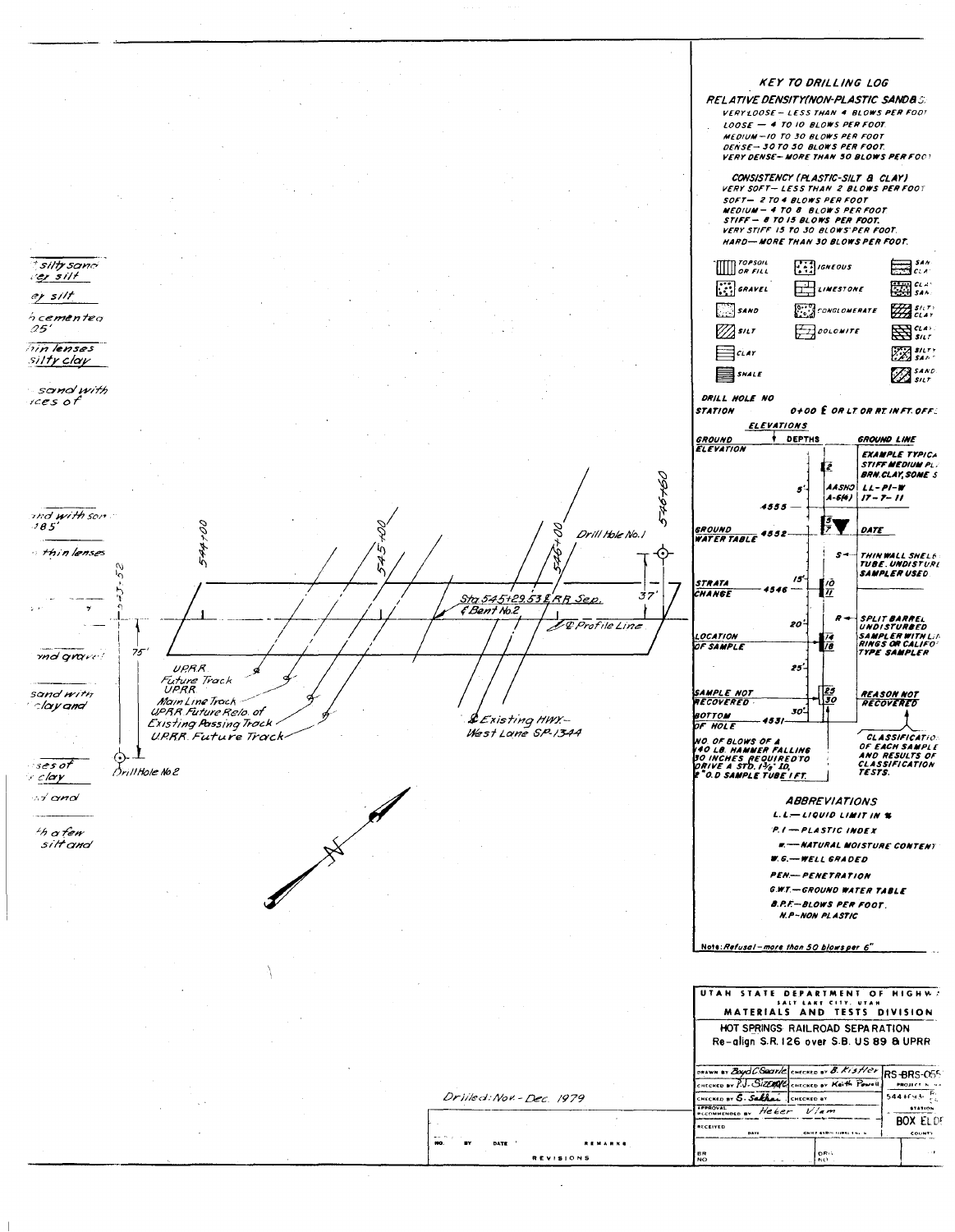*silty sand*
*…ey silt*

*…ey silt*

*…h cemented*
*…05'*

*…hin lenses*
*silty clay*

*… sand with*
*…ices of*

*…nd with son…*
*…85'*

*… thin lenses*

*…nd gravel*

*… sand with*
*… clay and*

*…ses of*
*… clay*

*…d and*

*…h a few*
*silt and*

544+00

545+00

546+00

546+60

543+52

Drill Hole No. 1

37'

Sta. 545+29.53 ℄ RR Sep.
℄ Bent No. 2

℄ Profile Line

75'

UPRR
Future Track
UPRR
Main Line Track
UPRR Future Relo. of
Existing Passing Track
UPRR Future Track

℄ Existing HWY.–
West Lane SP-1344

Drill Hole No. 2

N

Drilled: Nov.-Dec. 1979

| NO. | BY | DATE | REMARKS |
|---|---|---|---|

REVISIONS

## KEY TO DRILLING LOG

### RELATIVE DENSITY (NON-PLASTIC SANDS…)

- VERY LOOSE — LESS THAN 4 BLOWS PER FOOT
- LOOSE — 4 TO 10 BLOWS PER FOOT
- MEDIUM — 10 TO 30 BLOWS PER FOOT
- DENSE — 30 TO 50 BLOWS PER FOOT
- VERY DENSE — MORE THAN 50 BLOWS PER FOOT

### CONSISTENCY (PLASTIC-SILT & CLAY)

- VERY SOFT — LESS THAN 2 BLOWS PER FOOT
- SOFT — 2 TO 4 BLOWS PER FOOT
- MEDIUM — 4 TO 8 BLOWS PER FOOT
- STIFF — 8 TO 15 BLOWS PER FOOT
- VERY STIFF 15 TO 30 BLOWS PER FOOT
- HARD — MORE THAN 30 BLOWS PER FOOT

TOPSOIL OR FILL | IGNEOUS | SAN… CLA…
GRAVEL | LIMESTONE | CLA… SAN…
SAND | CONGLOMERATE | SILTY CLAY
SILT | DOLOMITE | CLAY SILT
CLAY | | SILTY SAN…
SHALE | | SAND SILT

DRILL HOLE NO
STATION 0+00 ℄ OR LT OR RT IN FT. OFF…

ELEVATIONS

GROUND ELEVATION — DEPTHS — GROUND LINE

EXAMPLE TYPICA… STIFF MEDIUM PL… BRN. CLAY, SOME S…

2

5' AASHO A-6(4) LL-PI-W 17-7-11

4555

GROUND WATER TABLE 4552 — 5/7 — DATE

S ← THIN WALL SHELBY TUBE, UNDISTURBED SAMPLER USED

STRATA CHANGE 4546 — 15' — 10/11

R ← SPLIT BARREL UNDISTURBED SAMPLER WITH LI… RINGS OR CALIFO… TYPE SAMPLER

20'

LOCATION OF SAMPLE — 14/18

25'

SAMPLE NOT RECOVERED — 25/30 — REASON NOT RECOVERED

BOTTOM OF HOLE 4531 — 30'

NO. OF BLOWS OF A 140 LB. HAMMER FALLING 30 INCHES REQUIRED TO DRIVE A STD. 1⅜" I.D., 2" O.D SAMPLE TUBE 1 FT.

CLASSIFICATION OF EACH SAMPLE AND RESULTS OF CLASSIFICATION TESTS.

### ABBREVIATIONS

- L.L. — LIQUID LIMIT IN %
- P.I. — PLASTIC INDEX
- w — NATURAL MOISTURE CONTENT
- W.G. — WELL GRADED
- PEN. — PENETRATION
- G.W.T. — GROUND WATER TABLE
- B.P.F. — BLOWS PER FOOT
- N.P. — NON PLASTIC

Note: Refusal — more than 50 blows per 6"

**UTAH STATE DEPARTMENT OF HIGHWAYS**
SALT LAKE CITY, UTAH
**MATERIALS AND TESTS DIVISION**

HOT SPRINGS RAILROAD SEPARATION
Re-align S.R. 126 over S.B. US 89 & UPRR

| | | |
|---|---|---|
| DRAWN BY Boyd C. Searle | CHECKED BY B. Kistler | RS-BRS-055… PROJECT N… |
| CHECKED BY P.J. Sizemore | CHECKED BY Keith Powell | 544+… |
| CHECKED BY S. Sakhai | CHECKED BY | STATION |
| APPROVAL RECOMMENDED BY Heber Vlam | | BOX ELDER |
| RECEIVED DATE | CHIEF STRUCTURAL ENG. | COUNTY |
| BR NO | DRG NO | |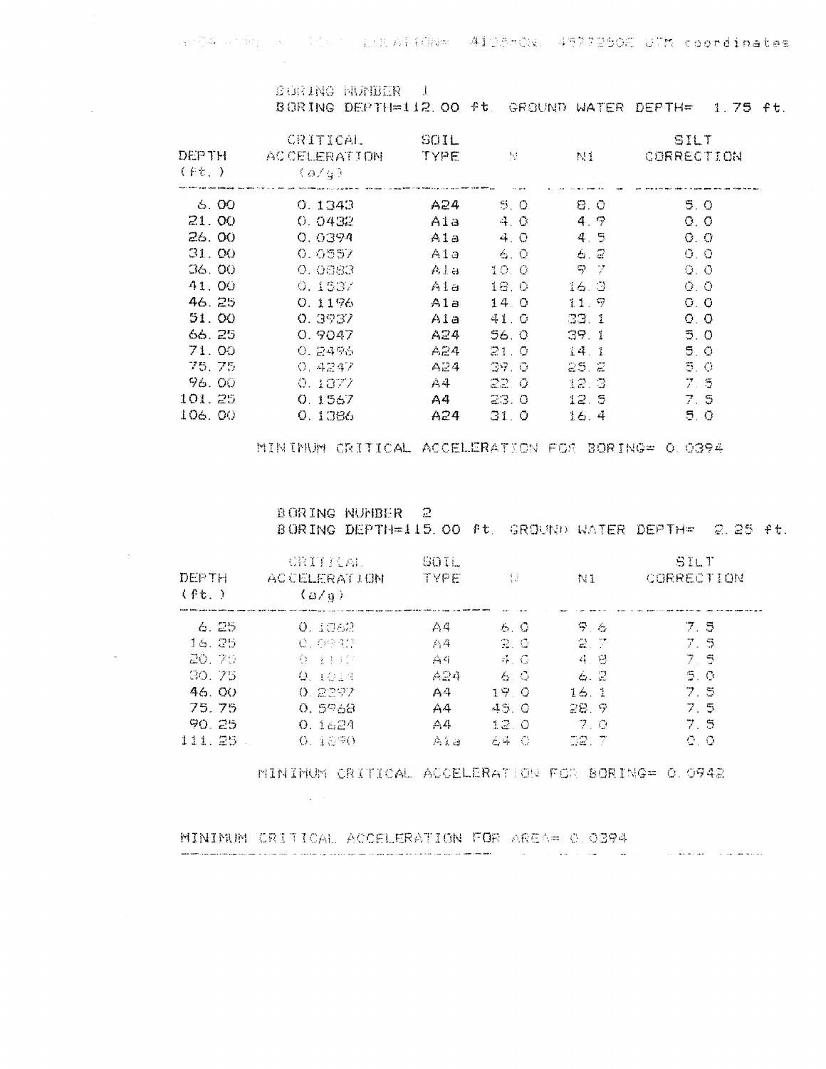AREA NO ... LOCATION= 4128?ON 4577250E UTM coordinates

BORING NUMBER 1
BORING DEPTH=112.00 ft. GROUND WATER DEPTH= 1.75 ft.

| DEPTH (ft.) | CRITICAL ACCELERATION (a/g) | SOIL TYPE | N | N1 | SILT CORRECTION |
|---|---|---|---|---|---|
| 6.00 | 0.1343 | A24 | 5.0 | 8.0 | 5.0 |
| 21.00 | 0.0432 | A1a | 4.0 | 4.9 | 0.0 |
| 26.00 | 0.0394 | A1a | 4.0 | 4.5 | 0.0 |
| 31.00 | 0.0557 | A1a | 6.0 | 6.2 | 0.0 |
| 36.00 | 0.0883 | A1a | 10.0 | 9.7 | 0.0 |
| 41.00 | 0.1537 | A1a | 18.0 | 16.3 | 0.0 |
| 46.25 | 0.1196 | A1a | 14.0 | 11.9 | 0.0 |
| 51.00 | 0.3937 | A1a | 41.0 | 33.1 | 0.0 |
| 66.25 | 0.9047 | A24 | 56.0 | 39.1 | 5.0 |
| 71.00 | 0.2496 | A24 | 21.0 | 14.1 | 5.0 |
| 75.75 | 0.4247 | A24 | 39.0 | 25.2 | 5.0 |
| 96.00 | 0.1077 | A4 | 22.0 | 12.3 | 7.5 |
| 101.25 | 0.1567 | A4 | 23.0 | 12.5 | 7.5 |
| 106.00 | 0.1386 | A24 | 31.0 | 16.4 | 5.0 |

MINIMUM CRITICAL ACCELERATION FOR BORING= 0.0394

BORING NUMBER 2
BORING DEPTH=115.00 ft. GROUND WATER DEPTH= 2.25 ft.

| DEPTH (ft.) | CRITICAL ACCELERATION (a/g) | SOIL TYPE | N | N1 | SILT CORRECTION |
|---|---|---|---|---|---|
| 6.25 | 0.1062 | A4 | 6.0 | 9.6 | 7.5 |
| 16.25 | 0.0942 | A4 | 2.0 | 2.7 | 7.5 |
| 20.75 | 0.1110 | A4 | 4.0 | 4.8 | 7.5 |
| 30.75 | 0.1019 | A24 | 6.0 | 6.2 | 5.0 |
| 46.00 | 0.2297 | A4 | 19.0 | 16.1 | 7.5 |
| 75.75 | 0.5968 | A4 | 45.0 | 28.9 | 7.5 |
| 90.25 | 0.1624 | A4 | 12.0 | 7.0 | 7.5 |
| 111.25 | 0.1890 | A1a | 64.0 | 32.7 | 0.0 |

MINIMUM CRITICAL ACCELERATION FOR BORING= 0.0942

MINIMUM CRITICAL ACCELERATION FOR AREA= 0.0394